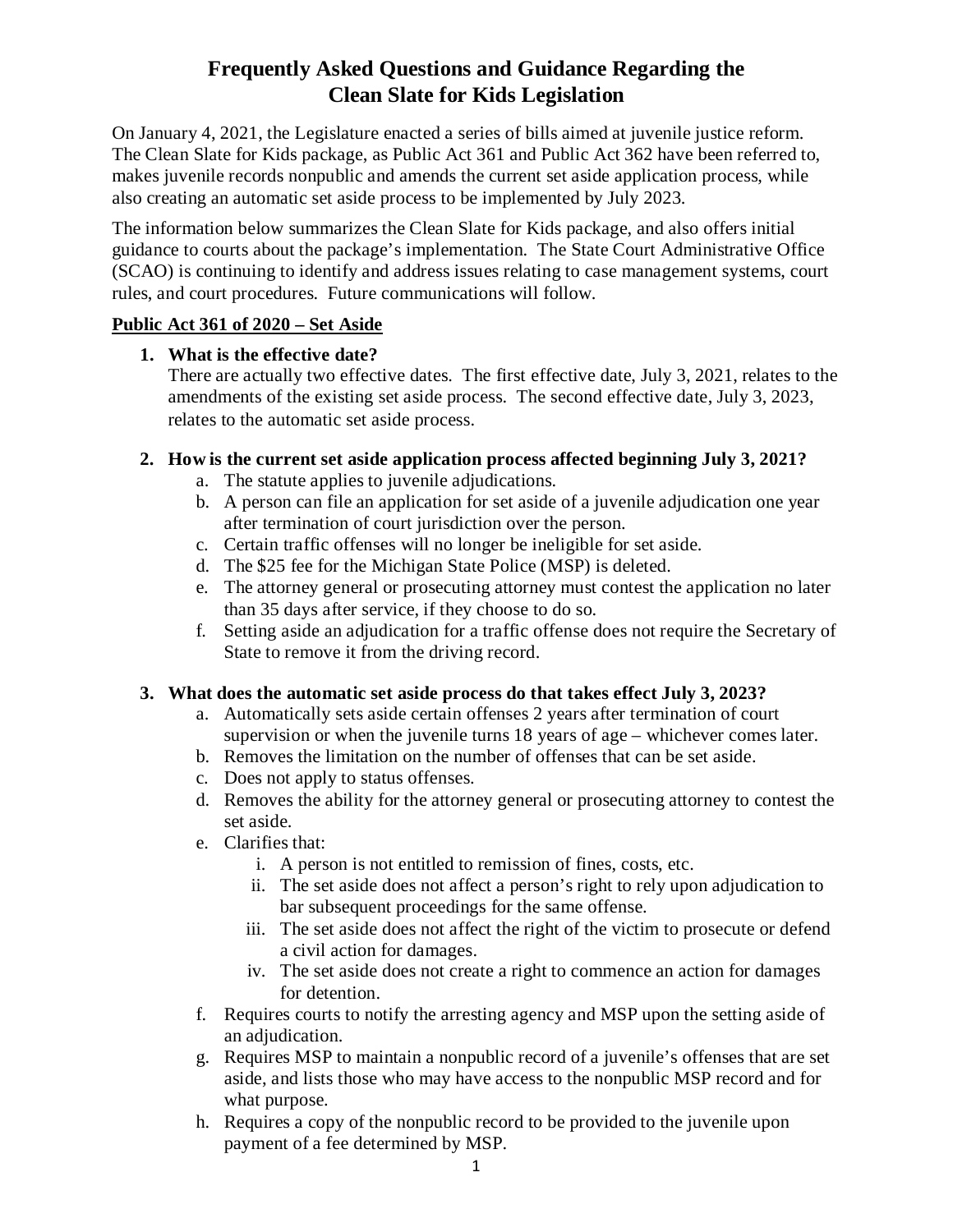# Frequently Asked Questions and Guidance Regarding the Clean Slate for Kids Legislation

On January 4, 2021, the Legislature enacted a series of bills aimed at juvenile justice reform. The Clean Slate for Kids package, as Public Act 361 and Public Act 362 have been referred to, makes juvenile records nonpublic and amends the current set aside application process, while also creating an automatic set aside process to be implemented by July 2023.

The information below summarizes the Clean Slate for Kids package, and also offers initial guidance to courts about the package's implementation. The State Court Administrative Office (SCAO) is continuing to identify and address issues relating to case management systems, court rules, and court procedures. Future communications will follow.

## Public Act 361 of 2020 – Set Aside

1. **What is the effective date?**
   There are actually two effective dates. The first effective date, July 3, 2021, relates to the amendments of the existing set aside process. The second effective date, July 3, 2023, relates to the automatic set aside process.

2. **How is the current set aside application process affected beginning July 3, 2021?**
   a. The statute applies to juvenile adjudications.
   b. A person can file an application for set aside of a juvenile adjudication one year after termination of court jurisdiction over the person.
   c. Certain traffic offenses will no longer be ineligible for set aside.
   d. The $25 fee for the Michigan State Police (MSP) is deleted.
   e. The attorney general or prosecuting attorney must contest the application no later than 35 days after service, if they choose to do so.
   f. Setting aside an adjudication for a traffic offense does not require the Secretary of State to remove it from the driving record.

3. **What does the automatic set aside process do that takes effect July 3, 2023?**
   a. Automatically sets aside certain offenses 2 years after termination of court supervision or when the juvenile turns 18 years of age – whichever comes later.
   b. Removes the limitation on the number of offenses that can be set aside.
   c. Does not apply to status offenses.
   d. Removes the ability for the attorney general or prosecuting attorney to contest the set aside.
   e. Clarifies that:
      i. A person is not entitled to remission of fines, costs, etc.
      ii. The set aside does not affect a person's right to rely upon adjudication to bar subsequent proceedings for the same offense.
      iii. The set aside does not affect the right of the victim to prosecute or defend a civil action for damages.
      iv. The set aside does not create a right to commence an action for damages for detention.
   f. Requires courts to notify the arresting agency and MSP upon the setting aside of an adjudication.
   g. Requires MSP to maintain a nonpublic record of a juvenile's offenses that are set aside, and lists those who may have access to the nonpublic MSP record and for what purpose.
   h. Requires a copy of the nonpublic record to be provided to the juvenile upon payment of a fee determined by MSP.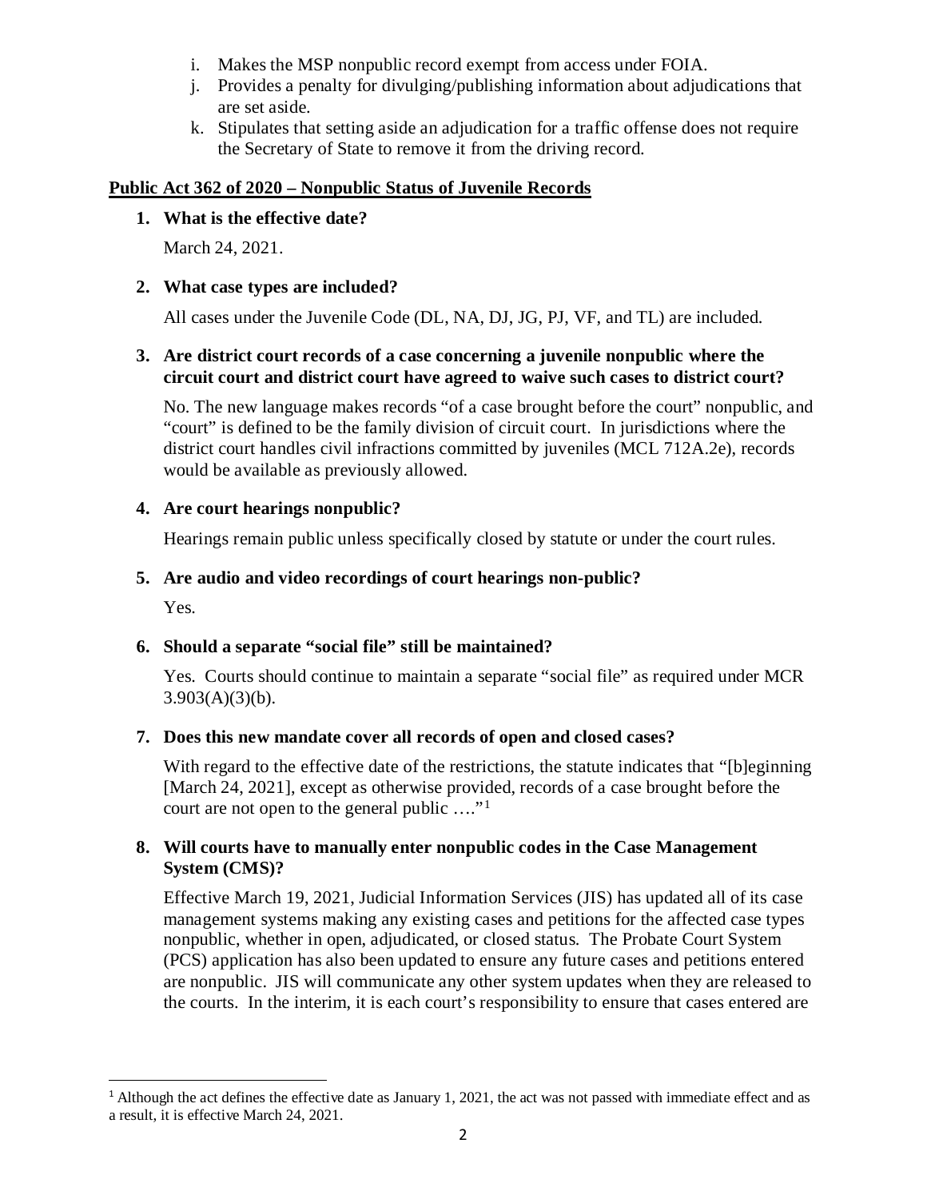i. Makes the MSP nonpublic record exempt from access under FOIA.
j. Provides a penalty for divulging/publishing information about adjudications that are set aside.
k. Stipulates that setting aside an adjudication for a traffic offense does not require the Secretary of State to remove it from the driving record.

## Public Act 362 of 2020 – Nonpublic Status of Juvenile Records

**1. What is the effective date?**

March 24, 2021.

**2. What case types are included?**

All cases under the Juvenile Code (DL, NA, DJ, JG, PJ, VF, and TL) are included.

**3. Are district court records of a case concerning a juvenile nonpublic where the circuit court and district court have agreed to waive such cases to district court?**

No. The new language makes records "of a case brought before the court" nonpublic, and "court" is defined to be the family division of circuit court. In jurisdictions where the district court handles civil infractions committed by juveniles (MCL 712A.2e), records would be available as previously allowed.

**4. Are court hearings nonpublic?**

Hearings remain public unless specifically closed by statute or under the court rules.

**5. Are audio and video recordings of court hearings non-public?**

Yes.

**6. Should a separate "social file" still be maintained?**

Yes. Courts should continue to maintain a separate "social file" as required under MCR 3.903(A)(3)(b).

**7. Does this new mandate cover all records of open and closed cases?**

With regard to the effective date of the restrictions, the statute indicates that "[b]eginning [March 24, 2021], except as otherwise provided, records of a case brought before the court are not open to the general public …."[1]

**8. Will courts have to manually enter nonpublic codes in the Case Management System (CMS)?**

Effective March 19, 2021, Judicial Information Services (JIS) has updated all of its case management systems making any existing cases and petitions for the affected case types nonpublic, whether in open, adjudicated, or closed status. The Probate Court System (PCS) application has also been updated to ensure any future cases and petitions entered are nonpublic. JIS will communicate any other system updates when they are released to the courts. In the interim, it is each court's responsibility to ensure that cases entered are

[1] Although the act defines the effective date as January 1, 2021, the act was not passed with immediate effect and as a result, it is effective March 24, 2021.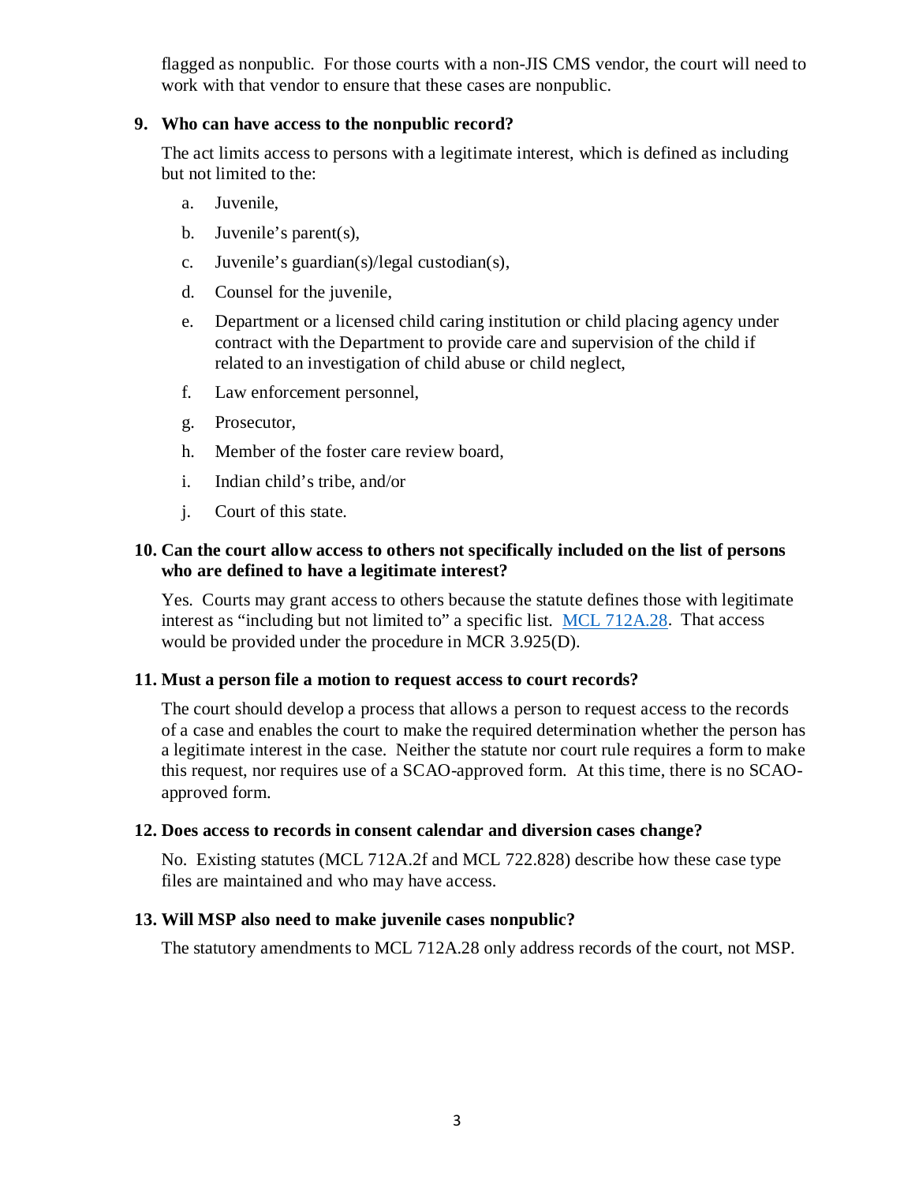flagged as nonpublic. For those courts with a non-JIS CMS vendor, the court will need to work with that vendor to ensure that these cases are nonpublic.

**9. Who can have access to the nonpublic record?**

The act limits access to persons with a legitimate interest, which is defined as including but not limited to the:

a. Juvenile,

b. Juvenile's parent(s),

c. Juvenile's guardian(s)/legal custodian(s),

d. Counsel for the juvenile,

e. Department or a licensed child caring institution or child placing agency under contract with the Department to provide care and supervision of the child if related to an investigation of child abuse or child neglect,

f. Law enforcement personnel,

g. Prosecutor,

h. Member of the foster care review board,

i. Indian child's tribe, and/or

j. Court of this state.

**10. Can the court allow access to others not specifically included on the list of persons who are defined to have a legitimate interest?**

Yes. Courts may grant access to others because the statute defines those with legitimate interest as "including but not limited to" a specific list. MCL 712A.28. That access would be provided under the procedure in MCR 3.925(D).

**11. Must a person file a motion to request access to court records?**

The court should develop a process that allows a person to request access to the records of a case and enables the court to make the required determination whether the person has a legitimate interest in the case. Neither the statute nor court rule requires a form to make this request, nor requires use of a SCAO-approved form. At this time, there is no SCAO-approved form.

**12. Does access to records in consent calendar and diversion cases change?**

No. Existing statutes (MCL 712A.2f and MCL 722.828) describe how these case type files are maintained and who may have access.

**13. Will MSP also need to make juvenile cases nonpublic?**

The statutory amendments to MCL 712A.28 only address records of the court, not MSP.